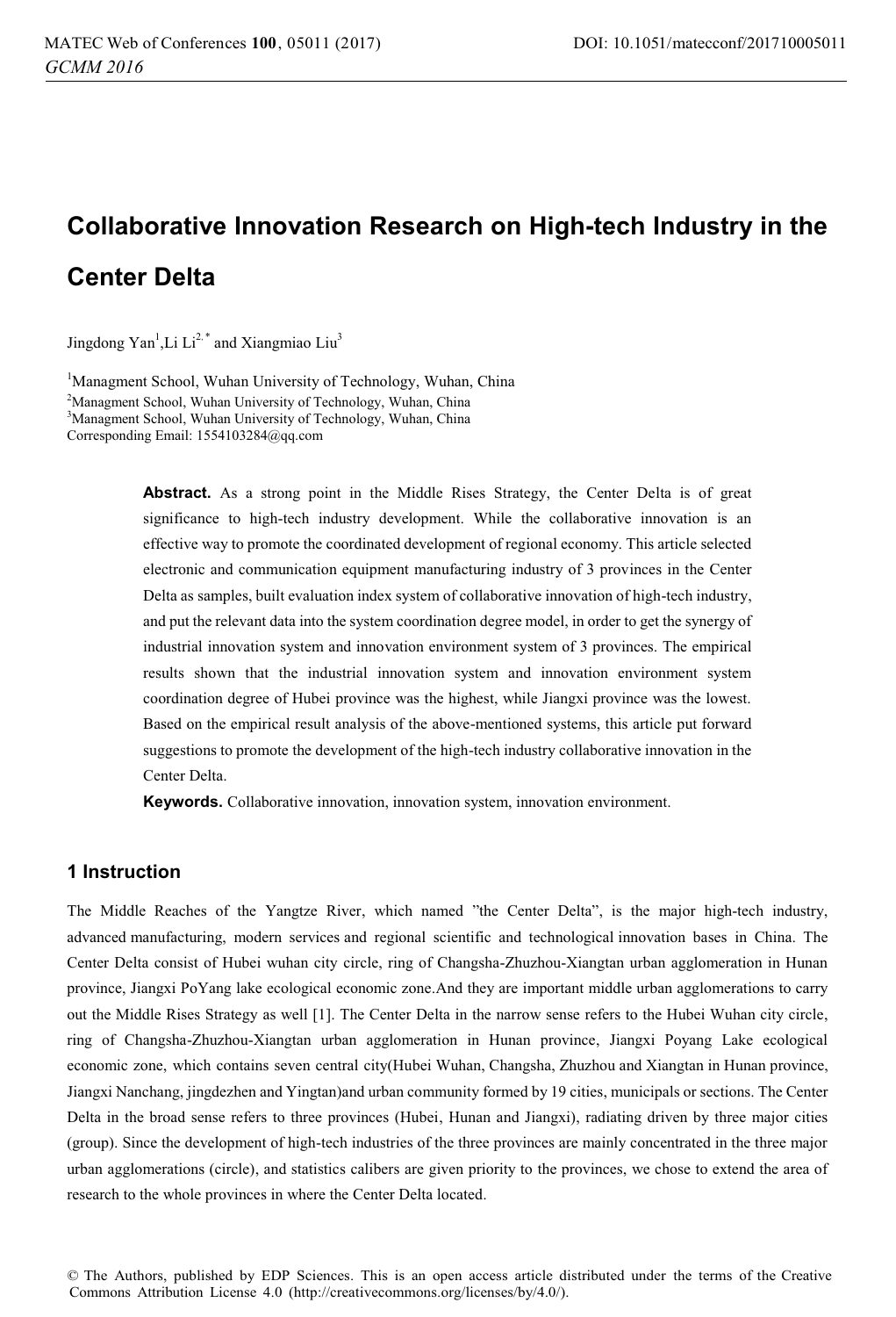# Collaborative Innovation Research on High-tech Industry in the Center Delta

Jingdong Yan[1],Li Li[2,*] and Xiangmiao Liu[3]

[1]Managment School, Wuhan University of Technology, Wuhan, China
[2]Managment School, Wuhan University of Technology, Wuhan, China
[3]Managment School, Wuhan University of Technology, Wuhan, China
Corresponding Email: 1554103284@qq.com

**Abstract.** As a strong point in the Middle Rises Strategy, the Center Delta is of great significance to high-tech industry development. While the collaborative innovation is an effective way to promote the coordinated development of regional economy. This article selected electronic and communication equipment manufacturing industry of 3 provinces in the Center Delta as samples, built evaluation index system of collaborative innovation of high-tech industry, and put the relevant data into the system coordination degree model, in order to get the synergy of industrial innovation system and innovation environment system of 3 provinces. The empirical results shown that the industrial innovation system and innovation environment system coordination degree of Hubei province was the highest, while Jiangxi province was the lowest. Based on the empirical result analysis of the above-mentioned systems, this article put forward suggestions to promote the development of the high-tech industry collaborative innovation in the Center Delta.

**Keywords.** Collaborative innovation, innovation system, innovation environment.

## 1 Instruction

The Middle Reaches of the Yangtze River, which named "the Center Delta", is the major high-tech industry, advanced manufacturing, modern services and regional scientific and technological innovation bases in China. The Center Delta consist of Hubei wuhan city circle, ring of Changsha-Zhuzhou-Xiangtan urban agglomeration in Hunan province, Jiangxi PoYang lake ecological economic zone.And they are important middle urban agglomerations to carry out the Middle Rises Strategy as well [1]. The Center Delta in the narrow sense refers to the Hubei Wuhan city circle, ring of Changsha-Zhuzhou-Xiangtan urban agglomeration in Hunan province, Jiangxi Poyang Lake ecological economic zone, which contains seven central city(Hubei Wuhan, Changsha, Zhuzhou and Xiangtan in Hunan province, Jiangxi Nanchang, jingdezhen and Yingtan)and urban community formed by 19 cities, municipals or sections. The Center Delta in the broad sense refers to three provinces (Hubei, Hunan and Jiangxi), radiating driven by three major cities (group). Since the development of high-tech industries of the three provinces are mainly concentrated in the three major urban agglomerations (circle), and statistics calibers are given priority to the provinces, we chose to extend the area of research to the whole provinces in where the Center Delta located.

© The Authors, published by EDP Sciences. This is an open access article distributed under the terms of the Creative Commons Attribution License 4.0 (http://creativecommons.org/licenses/by/4.0/).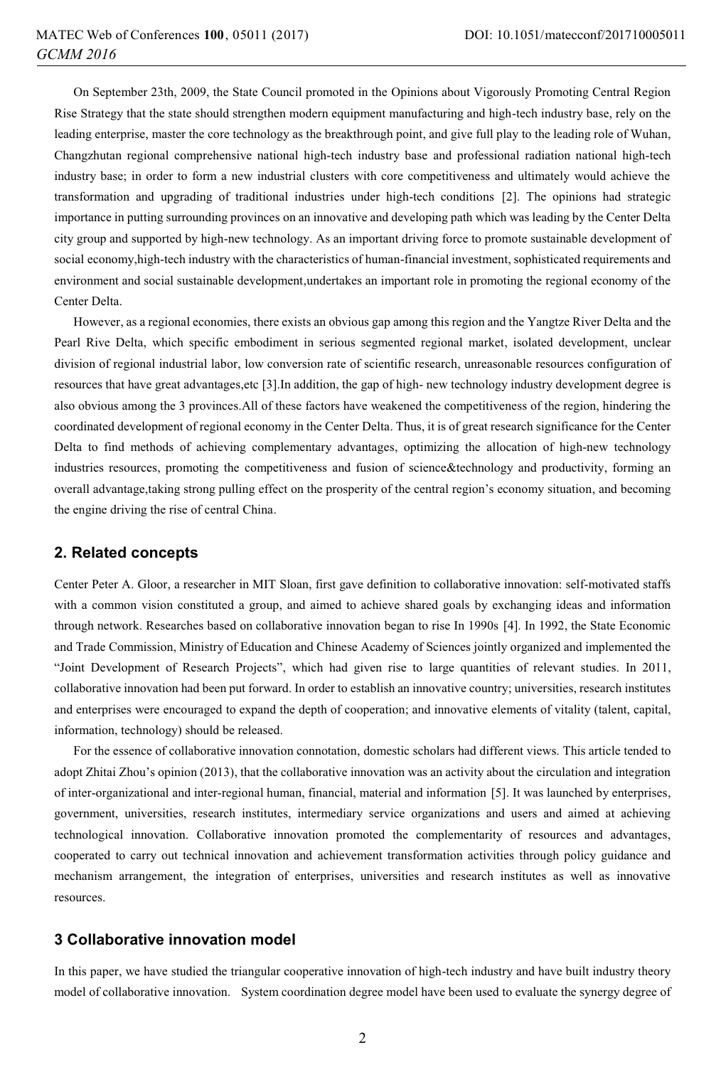On September 23th, 2009, the State Council promoted in the Opinions about Vigorously Promoting Central Region Rise Strategy that the state should strengthen modern equipment manufacturing and high-tech industry base, rely on the leading enterprise, master the core technology as the breakthrough point, and give full play to the leading role of Wuhan, Changzhutan regional comprehensive national high-tech industry base and professional radiation national high-tech industry base; in order to form a new industrial clusters with core competitiveness and ultimately would achieve the transformation and upgrading of traditional industries under high-tech conditions [2]. The opinions had strategic importance in putting surrounding provinces on an innovative and developing path which was leading by the Center Delta city group and supported by high-new technology. As an important driving force to promote sustainable development of social economy,high-tech industry with the characteristics of human-financial investment, sophisticated requirements and environment and social sustainable development,undertakes an important role in promoting the regional economy of the Center Delta.

However, as a regional economies, there exists an obvious gap among this region and the Yangtze River Delta and the Pearl Rive Delta, which specific embodiment in serious segmented regional market, isolated development, unclear division of regional industrial labor, low conversion rate of scientific research, unreasonable resources configuration of resources that have great advantages,etc [3].In addition, the gap of high- new technology industry development degree is also obvious among the 3 provinces.All of these factors have weakened the competitiveness of the region, hindering the coordinated development of regional economy in the Center Delta. Thus, it is of great research significance for the Center Delta to find methods of achieving complementary advantages, optimizing the allocation of high-new technology industries resources, promoting the competitiveness and fusion of science&technology and productivity, forming an overall advantage,taking strong pulling effect on the prosperity of the central region's economy situation, and becoming the engine driving the rise of central China.

## 2. Related concepts

Center Peter A. Gloor, a researcher in MIT Sloan, first gave definition to collaborative innovation: self-motivated staffs with a common vision constituted a group, and aimed to achieve shared goals by exchanging ideas and information through network. Researches based on collaborative innovation began to rise In 1990s [4]. In 1992, the State Economic and Trade Commission, Ministry of Education and Chinese Academy of Sciences jointly organized and implemented the "Joint Development of Research Projects", which had given rise to large quantities of relevant studies. In 2011, collaborative innovation had been put forward. In order to establish an innovative country; universities, research institutes and enterprises were encouraged to expand the depth of cooperation; and innovative elements of vitality (talent, capital, information, technology) should be released.

For the essence of collaborative innovation connotation, domestic scholars had different views. This article tended to adopt Zhitai Zhou's opinion (2013), that the collaborative innovation was an activity about the circulation and integration of inter-organizational and inter-regional human, financial, material and information [5]. It was launched by enterprises, government, universities, research institutes, intermediary service organizations and users and aimed at achieving technological innovation. Collaborative innovation promoted the complementarity of resources and advantages, cooperated to carry out technical innovation and achievement transformation activities through policy guidance and mechanism arrangement, the integration of enterprises, universities and research institutes as well as innovative resources.

## 3 Collaborative innovation model

In this paper, we have studied the triangular cooperative innovation of high-tech industry and have built industry theory model of collaborative innovation. System coordination degree model have been used to evaluate the synergy degree of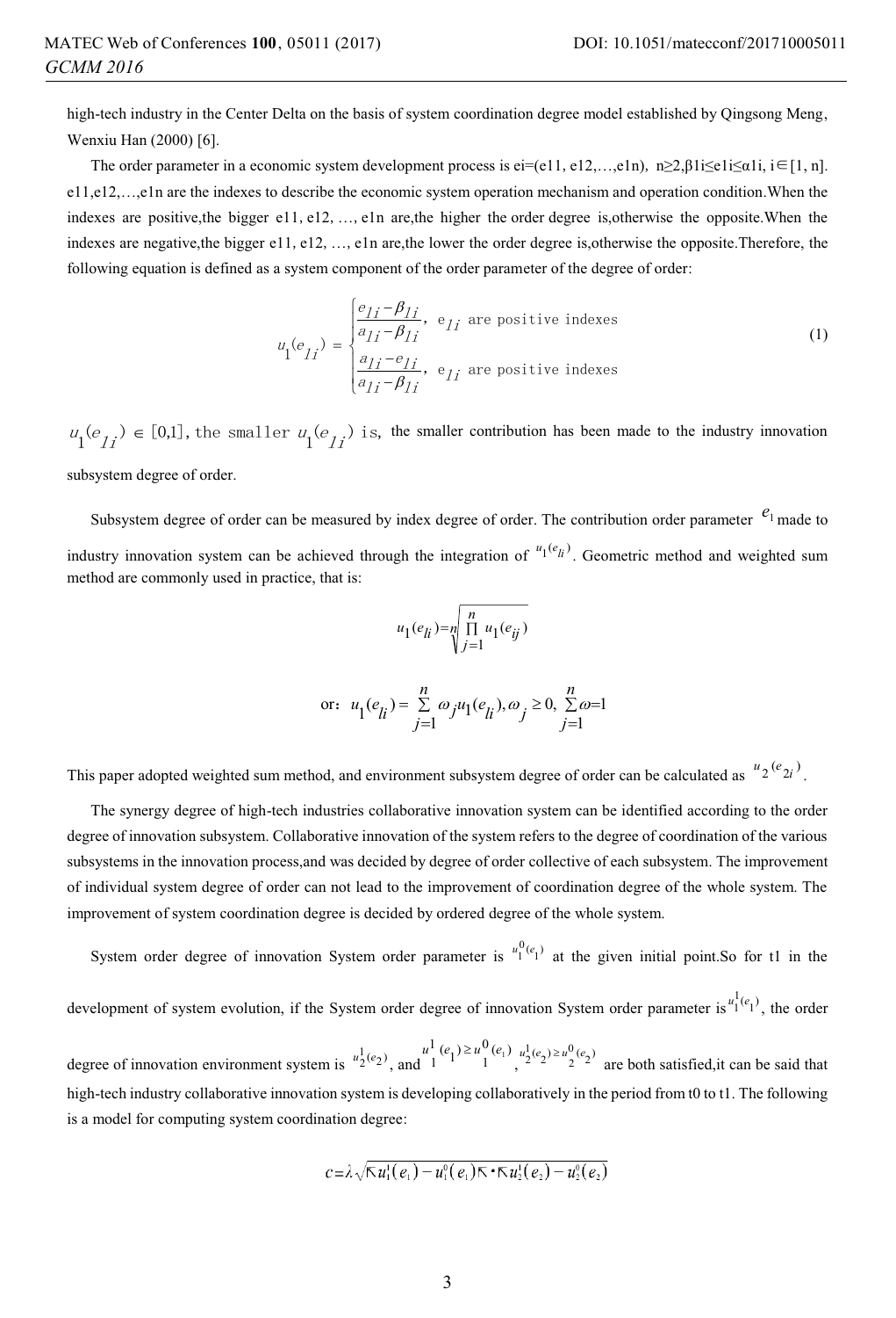high-tech industry in the Center Delta on the basis of system coordination degree model established by Qingsong Meng, Wenxiu Han (2000) [6].

The order parameter in a economic system development process is ei=(e11, e12,…,e1n), n≥2,β1i≤e1i≤α1i, i∈[1, n]. e11,e12,…,e1n are the indexes to describe the economic system operation mechanism and operation condition.When the indexes are positive,the bigger e11, e12, …, e1n are,the higher the order degree is,otherwise the opposite.When the indexes are negative,the bigger e11, e12, …, e1n are,the lower the order degree is,otherwise the opposite.Therefore, the following equation is defined as a system component of the order parameter of the degree of order:

$$u_1(e_{1i}) = \begin{cases} \dfrac{e_{1i}-\beta_{1i}}{a_{1i}-\beta_{1i}}, & e_{1i} \text{ are positive indexes} \\ \dfrac{a_{1i}-e_{1i}}{a_{1i}-\beta_{1i}}, & e_{1i} \text{ are positive indexes} \end{cases} \tag{1}$$

$u_1(e_{1i}) \in [0,1]$, the smaller $u_1(e_{1i})$ is, the smaller contribution has been made to the industry innovation subsystem degree of order.

Subsystem degree of order can be measured by index degree of order. The contribution order parameter $e_1$ made to industry innovation system can be achieved through the integration of $u_1(e_{li})$. Geometric method and weighted sum method are commonly used in practice, that is:

$$u_1(e_{li})=n\sqrt{\prod_{j=1}^{n} u_1(e_{ij})}$$

$$\text{or: } u_1(e_{li}) = \sum_{j=1}^{n} \omega_j u_1(e_{li}), \omega_j \geq 0, \sum_{j=1}^{n} \omega=1$$

This paper adopted weighted sum method, and environment subsystem degree of order can be calculated as $u_2(e_{2i})$.

The synergy degree of high-tech industries collaborative innovation system can be identified according to the order degree of innovation subsystem. Collaborative innovation of the system refers to the degree of coordination of the various subsystems in the innovation process,and was decided by degree of order collective of each subsystem. The improvement of individual system degree of order can not lead to the improvement of coordination degree of the whole system. The improvement of system coordination degree is decided by ordered degree of the whole system.

System order degree of innovation System order parameter is $u_1^0(e_1)$ at the given initial point.So for t1 in the development of system evolution, if the System order degree of innovation System order parameter is $u_1^1(e_1)$, the order degree of innovation environment system is $u_2^1(e_2)$, and $u_1^1(e_1) \geq u_1^0(e_1)$, $u_2^1(e_2) \geq u_2^0(e_2)$ are both satisfied,it can be said that high-tech industry collaborative innovation system is developing collaboratively in the period from t0 to t1. The following is a model for computing system coordination degree:

$$c=\lambda\sqrt{\left|u_1^1(e_1)-u_1^0(e_1)\right|\cdot\left|u_2^1(e_2)-u_2^0(e_2)\right|}$$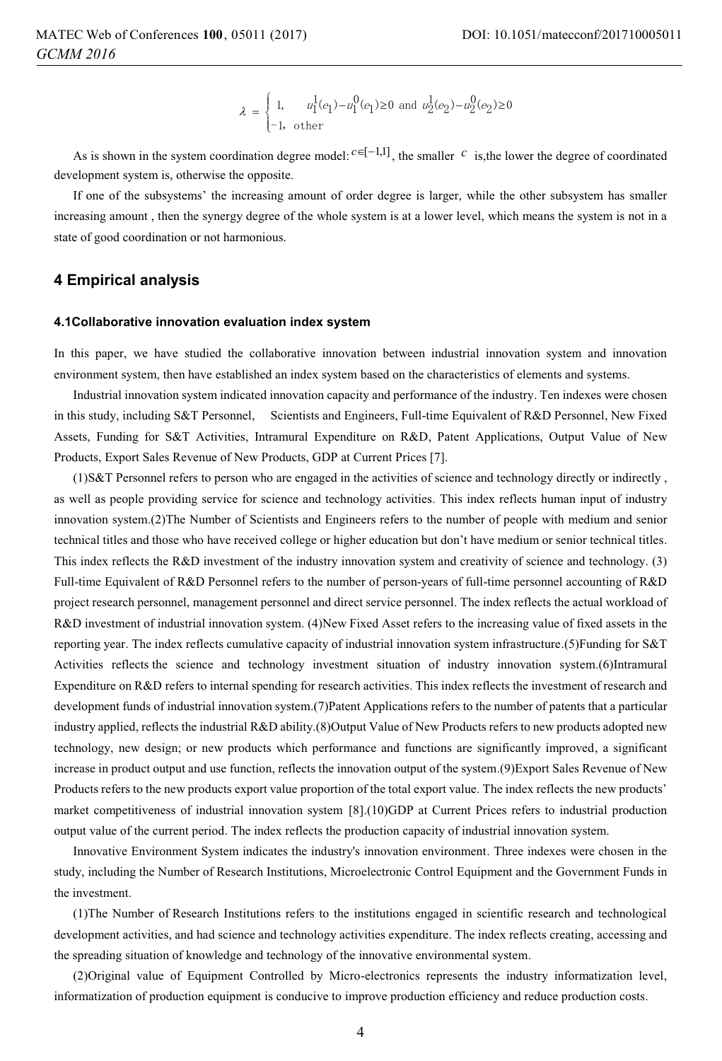$$\lambda = \begin{cases} 1, & u_1^1(e_1) - u_1^0(e_1) \geq 0 \text{ and } u_2^1(e_2) - u_2^0(e_2) \geq 0 \\ -1, & \text{other} \end{cases}$$

As is shown in the system coordination degree model: $c \in [-1,1]$, the smaller $c$ is,the lower the degree of coordinated development system is, otherwise the opposite.

If one of the subsystems' the increasing amount of order degree is larger, while the other subsystem has smaller increasing amount , then the synergy degree of the whole system is at a lower level, which means the system is not in a state of good coordination or not harmonious.

## 4 Empirical analysis

### 4.1Collaborative innovation evaluation index system

In this paper, we have studied the collaborative innovation between industrial innovation system and innovation environment system, then have established an index system based on the characteristics of elements and systems.

Industrial innovation system indicated innovation capacity and performance of the industry. Ten indexes were chosen in this study, including S&T Personnel, Scientists and Engineers, Full-time Equivalent of R&D Personnel, New Fixed Assets, Funding for S&T Activities, Intramural Expenditure on R&D, Patent Applications, Output Value of New Products, Export Sales Revenue of New Products, GDP at Current Prices [7].

(1)S&T Personnel refers to person who are engaged in the activities of science and technology directly or indirectly , as well as people providing service for science and technology activities. This index reflects human input of industry innovation system.(2)The Number of Scientists and Engineers refers to the number of people with medium and senior technical titles and those who have received college or higher education but don't have medium or senior technical titles. This index reflects the R&D investment of the industry innovation system and creativity of science and technology. (3) Full-time Equivalent of R&D Personnel refers to the number of person-years of full-time personnel accounting of R&D project research personnel, management personnel and direct service personnel. The index reflects the actual workload of R&D investment of industrial innovation system. (4)New Fixed Asset refers to the increasing value of fixed assets in the reporting year. The index reflects cumulative capacity of industrial innovation system infrastructure.(5)Funding for S&T Activities reflects the science and technology investment situation of industry innovation system.(6)Intramural Expenditure on R&D refers to internal spending for research activities. This index reflects the investment of research and development funds of industrial innovation system.(7)Patent Applications refers to the number of patents that a particular industry applied, reflects the industrial R&D ability.(8)Output Value of New Products refers to new products adopted new technology, new design; or new products which performance and functions are significantly improved, a significant increase in product output and use function, reflects the innovation output of the system.(9)Export Sales Revenue of New Products refers to the new products export value proportion of the total export value. The index reflects the new products' market competitiveness of industrial innovation system [8].(10)GDP at Current Prices refers to industrial production output value of the current period. The index reflects the production capacity of industrial innovation system.

Innovative Environment System indicates the industry's innovation environment. Three indexes were chosen in the study, including the Number of Research Institutions, Microelectronic Control Equipment and the Government Funds in the investment.

(1)The Number of Research Institutions refers to the institutions engaged in scientific research and technological development activities, and had science and technology activities expenditure. The index reflects creating, accessing and the spreading situation of knowledge and technology of the innovative environmental system.

(2)Original value of Equipment Controlled by Micro-electronics represents the industry informatization level, informatization of production equipment is conducive to improve production efficiency and reduce production costs.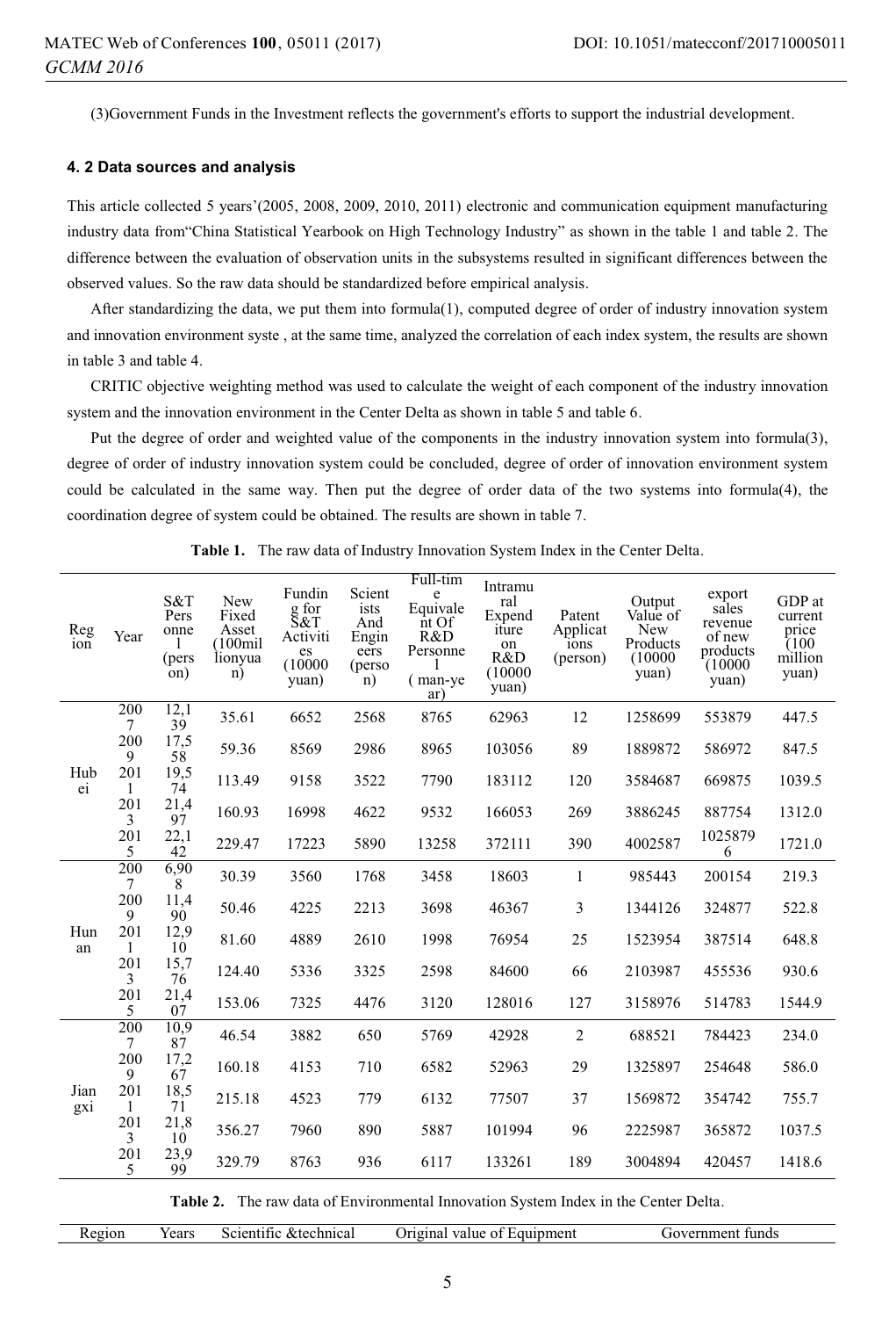(3)Government Funds in the Investment reflects the government's efforts to support the industrial development.

### 4. 2 Data sources and analysis

This article collected 5 years'(2005, 2008, 2009, 2010, 2011) electronic and communication equipment manufacturing industry data from"China Statistical Yearbook on High Technology Industry" as shown in the table 1 and table 2. The difference between the evaluation of observation units in the subsystems resulted in significant differences between the observed values. So the raw data should be standardized before empirical analysis.

After standardizing the data, we put them into formula(1), computed degree of order of industry innovation system and innovation environment syste , at the same time, analyzed the correlation of each index system, the results are shown in table 3 and table 4.

CRITIC objective weighting method was used to calculate the weight of each component of the industry innovation system and the innovation environment in the Center Delta as shown in table 5 and table 6.

Put the degree of order and weighted value of the components in the industry innovation system into formula(3), degree of order of industry innovation system could be concluded, degree of order of innovation environment system could be calculated in the same way. Then put the degree of order data of the two systems into formula(4), the coordination degree of system could be obtained. The results are shown in table 7.

**Table 1.** The raw data of Industry Innovation System Index in the Center Delta.

| Region | Year | S&T Personnel (person) | New Fixed Asset (100million yuan) | Funding for S&T Activities (10000 yuan) | Scientists And Engineers (person) | Full-time Equivalent Of R&D Personnel ( man-year) | Intramural Expenditure on R&D (10000 yuan) | Patent Applications (person) | Output Value of New Products (10000 yuan) | export sales revenue of new products (10000 yuan) | GDP at current price (100 million yuan) |
|---|---|---|---|---|---|---|---|---|---|---|---|
| Hubei | 2007 | 12,139 | 35.61 | 6652 | 2568 | 8765 | 62963 | 12 | 1258699 | 553879 | 447.5 |
| | 2009 | 17,558 | 59.36 | 8569 | 2986 | 8965 | 103056 | 89 | 1889872 | 586972 | 847.5 |
| | 2011 | 19,574 | 113.49 | 9158 | 3522 | 7790 | 183112 | 120 | 3584687 | 669875 | 1039.5 |
| | 2013 | 21,497 | 160.93 | 16998 | 4622 | 9532 | 166053 | 269 | 3886245 | 887754 | 1312.0 |
| | 2015 | 22,142 | 229.47 | 17223 | 5890 | 13258 | 372111 | 390 | 4002587 | 10258796 | 1721.0 |
| Hunan | 2007 | 6,908 | 30.39 | 3560 | 1768 | 3458 | 18603 | 1 | 985443 | 200154 | 219.3 |
| | 2009 | 11,490 | 50.46 | 4225 | 2213 | 3698 | 46367 | 3 | 1344126 | 324877 | 522.8 |
| | 2011 | 12,910 | 81.60 | 4889 | 2610 | 1998 | 76954 | 25 | 1523954 | 387514 | 648.8 |
| | 2013 | 15,776 | 124.40 | 5336 | 3325 | 2598 | 84600 | 66 | 2103987 | 455536 | 930.6 |
| | 2015 | 21,407 | 153.06 | 7325 | 4476 | 3120 | 128016 | 127 | 3158976 | 514783 | 1544.9 |
| Jiangxi | 2007 | 10,987 | 46.54 | 3882 | 650 | 5769 | 42928 | 2 | 688521 | 784423 | 234.0 |
| | 2009 | 17,267 | 160.18 | 4153 | 710 | 6582 | 52963 | 29 | 1325897 | 254648 | 586.0 |
| | 2011 | 18,571 | 215.18 | 4523 | 779 | 6132 | 77507 | 37 | 1569872 | 354742 | 755.7 |
| | 2013 | 21,810 | 356.27 | 7960 | 890 | 5887 | 101994 | 96 | 2225987 | 365872 | 1037.5 |
| | 2015 | 23,999 | 329.79 | 8763 | 936 | 6117 | 133261 | 189 | 3004894 | 420457 | 1418.6 |

**Table 2.** The raw data of Environmental Innovation System Index in the Center Delta.

| Region | Years | Scientific &technical | Original value of Equipment | Government funds |
|---|---|---|---|---|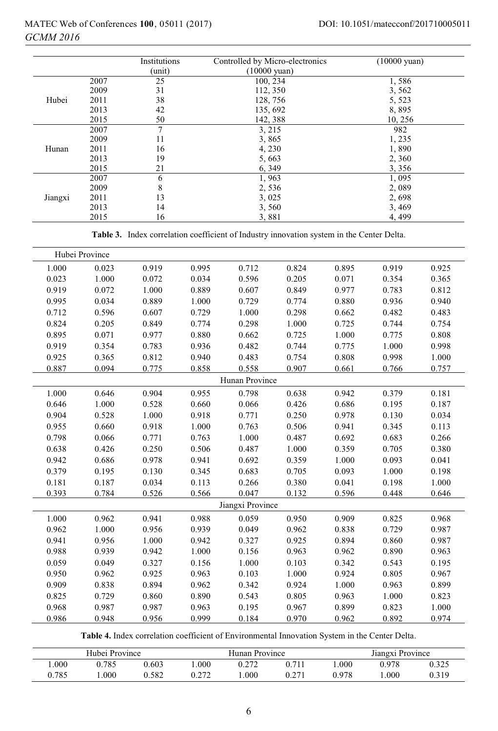| | | Institutions (unit) | Controlled by Micro-electronics (10000 yuan) | (10000 yuan) |
|---|---|---|---|---|
| Hubei | 2007 | 25 | 100, 234 | 1, 586 |
| | 2009 | 31 | 112, 350 | 3, 562 |
| | 2011 | 38 | 128, 756 | 5, 523 |
| | 2013 | 42 | 135, 692 | 8, 895 |
| | 2015 | 50 | 142, 388 | 10, 256 |
| Hunan | 2007 | 7 | 3, 215 | 982 |
| | 2009 | 11 | 3, 865 | 1, 235 |
| | 2011 | 16 | 4, 230 | 1, 890 |
| | 2013 | 19 | 5, 663 | 2, 360 |
| | 2015 | 21 | 6, 349 | 3, 356 |
| Jiangxi | 2007 | 6 | 1, 963 | 1, 095 |
| | 2009 | 8 | 2, 536 | 2, 089 |
| | 2011 | 13 | 3, 025 | 2, 698 |
| | 2013 | 14 | 3, 560 | 3, 469 |
| | 2015 | 16 | 3, 881 | 4, 499 |

**Table 3.** Index correlation coefficient of Industry innovation system in the Center Delta.

| Hubei Province | | | | | | | | |
|---|---|---|---|---|---|---|---|---|
| 1.000 | 0.023 | 0.919 | 0.995 | 0.712 | 0.824 | 0.895 | 0.919 | 0.925 |
| 0.023 | 1.000 | 0.072 | 0.034 | 0.596 | 0.205 | 0.071 | 0.354 | 0.365 |
| 0.919 | 0.072 | 1.000 | 0.889 | 0.607 | 0.849 | 0.977 | 0.783 | 0.812 |
| 0.995 | 0.034 | 0.889 | 1.000 | 0.729 | 0.774 | 0.880 | 0.936 | 0.940 |
| 0.712 | 0.596 | 0.607 | 0.729 | 1.000 | 0.298 | 0.662 | 0.482 | 0.483 |
| 0.824 | 0.205 | 0.849 | 0.774 | 0.298 | 1.000 | 0.725 | 0.744 | 0.754 |
| 0.895 | 0.071 | 0.977 | 0.880 | 0.662 | 0.725 | 1.000 | 0.775 | 0.808 |
| 0.919 | 0.354 | 0.783 | 0.936 | 0.482 | 0.744 | 0.775 | 1.000 | 0.998 |
| 0.925 | 0.365 | 0.812 | 0.940 | 0.483 | 0.754 | 0.808 | 0.998 | 1.000 |
| 0.887 | 0.094 | 0.775 | 0.858 | 0.558 | 0.907 | 0.661 | 0.766 | 0.757 |
| | | | | Hunan Province | | | | |
| 1.000 | 0.646 | 0.904 | 0.955 | 0.798 | 0.638 | 0.942 | 0.379 | 0.181 |
| 0.646 | 1.000 | 0.528 | 0.660 | 0.066 | 0.426 | 0.686 | 0.195 | 0.187 |
| 0.904 | 0.528 | 1.000 | 0.918 | 0.771 | 0.250 | 0.978 | 0.130 | 0.034 |
| 0.955 | 0.660 | 0.918 | 1.000 | 0.763 | 0.506 | 0.941 | 0.345 | 0.113 |
| 0.798 | 0.066 | 0.771 | 0.763 | 1.000 | 0.487 | 0.692 | 0.683 | 0.266 |
| 0.638 | 0.426 | 0.250 | 0.506 | 0.487 | 1.000 | 0.359 | 0.705 | 0.380 |
| 0.942 | 0.686 | 0.978 | 0.941 | 0.692 | 0.359 | 1.000 | 0.093 | 0.041 |
| 0.379 | 0.195 | 0.130 | 0.345 | 0.683 | 0.705 | 0.093 | 1.000 | 0.198 |
| 0.181 | 0.187 | 0.034 | 0.113 | 0.266 | 0.380 | 0.041 | 0.198 | 1.000 |
| 0.393 | 0.784 | 0.526 | 0.566 | 0.047 | 0.132 | 0.596 | 0.448 | 0.646 |
| | | | | Jiangxi Province | | | | |
| 1.000 | 0.962 | 0.941 | 0.988 | 0.059 | 0.950 | 0.909 | 0.825 | 0.968 |
| 0.962 | 1.000 | 0.956 | 0.939 | 0.049 | 0.962 | 0.838 | 0.729 | 0.987 |
| 0.941 | 0.956 | 1.000 | 0.942 | 0.327 | 0.925 | 0.894 | 0.860 | 0.987 |
| 0.988 | 0.939 | 0.942 | 1.000 | 0.156 | 0.963 | 0.962 | 0.890 | 0.963 |
| 0.059 | 0.049 | 0.327 | 0.156 | 1.000 | 0.103 | 0.342 | 0.543 | 0.195 |
| 0.950 | 0.962 | 0.925 | 0.963 | 0.103 | 1.000 | 0.924 | 0.805 | 0.967 |
| 0.909 | 0.838 | 0.894 | 0.962 | 0.342 | 0.924 | 1.000 | 0.963 | 0.899 |
| 0.825 | 0.729 | 0.860 | 0.890 | 0.543 | 0.805 | 0.963 | 1.000 | 0.823 |
| 0.968 | 0.987 | 0.987 | 0.963 | 0.195 | 0.967 | 0.899 | 0.823 | 1.000 |
| 0.986 | 0.948 | 0.956 | 0.999 | 0.184 | 0.970 | 0.962 | 0.892 | 0.974 |

**Table 4.** Index correlation coefficient of Environmental Innovation System in the Center Delta.

| Hubei Province | | | Hunan Province | | | Jiangxi Province | | |
|---|---|---|---|---|---|---|---|---|
| 1.000 | 0.785 | 0.603 | 1.000 | 0.272 | 0.711 | 1.000 | 0.978 | 0.325 |
| 0.785 | 1.000 | 0.582 | 0.272 | 1.000 | 0.271 | 0.978 | 1.000 | 0.319 |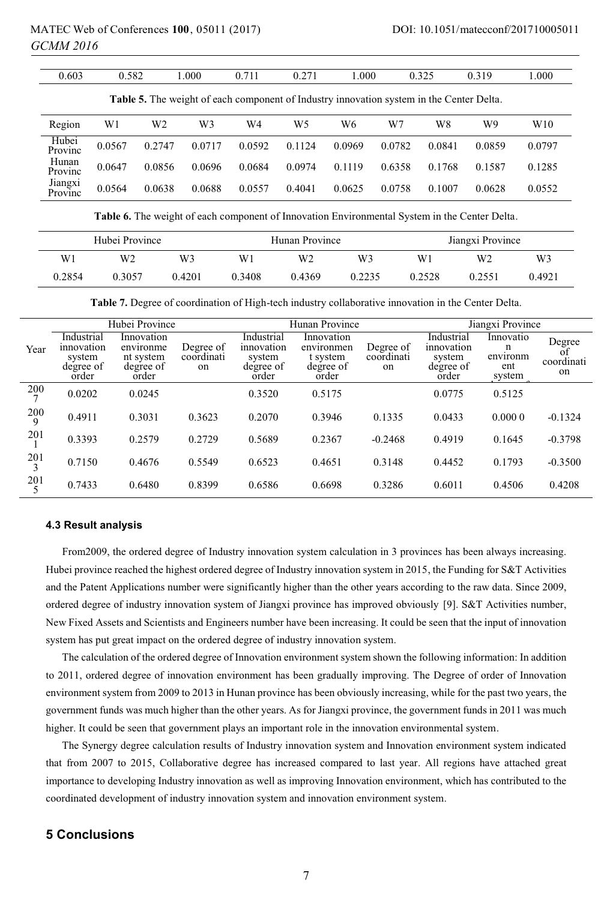| 0.603 | 0.582 | 1.000 | 0.711 | 0.271 | 1.000 | 0.325 | 0.319 | 1.000 |
|---|---|---|---|---|---|---|---|---|

**Table 5.** The weight of each component of Industry innovation system in the Center Delta.

| Region | W1 | W2 | W3 | W4 | W5 | W6 | W7 | W8 | W9 | W10 |
|---|---|---|---|---|---|---|---|---|---|---|
| Hubei Provinc | 0.0567 | 0.2747 | 0.0717 | 0.0592 | 0.1124 | 0.0969 | 0.0782 | 0.0841 | 0.0859 | 0.0797 |
| Hunan Provinc | 0.0647 | 0.0856 | 0.0696 | 0.0684 | 0.0974 | 0.1119 | 0.6358 | 0.1768 | 0.1587 | 0.1285 |
| Jiangxi Provinc | 0.0564 | 0.0638 | 0.0688 | 0.0557 | 0.4041 | 0.0625 | 0.0758 | 0.1007 | 0.0628 | 0.0552 |

**Table 6.** The weight of each component of Innovation Environmental System in the Center Delta.

| Hubei Province | | | Hunan Province | | | Jiangxi Province | | |
|---|---|---|---|---|---|---|---|---|
| W1 | W2 | W3 | W1 | W2 | W3 | W1 | W2 | W3 |
| 0.2854 | 0.3057 | 0.4201 | 0.3408 | 0.4369 | 0.2235 | 0.2528 | 0.2551 | 0.4921 |

**Table 7.** Degree of coordination of High-tech industry collaborative innovation in the Center Delta.

| | Hubei Province | | | Hunan Province | | | Jiangxi Province | | |
|---|---|---|---|---|---|---|---|---|---|
| Year | Industrial innovation system degree of order | Innovation environment system degree of order | Degree of coordination | Industrial innovation system degree of order | Innovation environment system degree of order | Degree of coordination | Industrial innovation system degree of order | Innovation environment system | Degree of coordination |
| 2007 | 0.0202 | 0.0245 | | 0.3520 | 0.5175 | | 0.0775 | 0.5125 | |
| 2009 | 0.4911 | 0.3031 | 0.3623 | 0.2070 | 0.3946 | 0.1335 | 0.0433 | 0.000 0 | -0.1324 |
| 2011 | 0.3393 | 0.2579 | 0.2729 | 0.5689 | 0.2367 | -0.2468 | 0.4919 | 0.1645 | -0.3798 |
| 2013 | 0.7150 | 0.4676 | 0.5549 | 0.6523 | 0.4651 | 0.3148 | 0.4452 | 0.1793 | -0.3500 |
| 2015 | 0.7433 | 0.6480 | 0.8399 | 0.6586 | 0.6698 | 0.3286 | 0.6011 | 0.4506 | 0.4208 |

### 4.3 Result analysis

From2009, the ordered degree of Industry innovation system calculation in 3 provinces has been always increasing. Hubei province reached the highest ordered degree of Industry innovation system in 2015, the Funding for S&T Activities and the Patent Applications number were significantly higher than the other years according to the raw data. Since 2009, ordered degree of industry innovation system of Jiangxi province has improved obviously [9]. S&T Activities number, New Fixed Assets and Scientists and Engineers number have been increasing. It could be seen that the input of innovation system has put great impact on the ordered degree of industry innovation system.

The calculation of the ordered degree of Innovation environment system shown the following information: In addition to 2011, ordered degree of innovation environment has been gradually improving. The Degree of order of Innovation environment system from 2009 to 2013 in Hunan province has been obviously increasing, while for the past two years, the government funds was much higher than the other years. As for Jiangxi province, the government funds in 2011 was much higher. It could be seen that government plays an important role in the innovation environmental system.

The Synergy degree calculation results of Industry innovation system and Innovation environment system indicated that from 2007 to 2015, Collaborative degree has increased compared to last year. All regions have attached great importance to developing Industry innovation as well as improving Innovation environment, which has contributed to the coordinated development of industry innovation system and innovation environment system.

## 5 Conclusions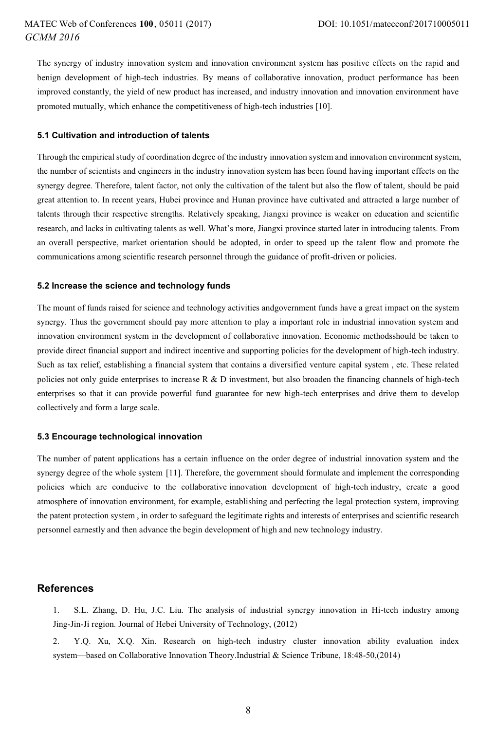The synergy of industry innovation system and innovation environment system has positive effects on the rapid and benign development of high-tech industries. By means of collaborative innovation, product performance has been improved constantly, the yield of new product has increased, and industry innovation and innovation environment have promoted mutually, which enhance the competitiveness of high-tech industries [10].

### 5.1 Cultivation and introduction of talents

Through the empirical study of coordination degree of the industry innovation system and innovation environment system, the number of scientists and engineers in the industry innovation system has been found having important effects on the synergy degree. Therefore, talent factor, not only the cultivation of the talent but also the flow of talent, should be paid great attention to. In recent years, Hubei province and Hunan province have cultivated and attracted a large number of talents through their respective strengths. Relatively speaking, Jiangxi province is weaker on education and scientific research, and lacks in cultivating talents as well. What's more, Jiangxi province started later in introducing talents. From an overall perspective, market orientation should be adopted, in order to speed up the talent flow and promote the communications among scientific research personnel through the guidance of profit-driven or policies.

### 5.2 Increase the science and technology funds

The mount of funds raised for science and technology activities andgovernment funds have a great impact on the system synergy. Thus the government should pay more attention to play a important role in industrial innovation system and innovation environment system in the development of collaborative innovation. Economic methodsshould be taken to provide direct financial support and indirect incentive and supporting policies for the development of high-tech industry. Such as tax relief, establishing a financial system that contains a diversified venture capital system , etc. These related policies not only guide enterprises to increase R & D investment, but also broaden the financing channels of high-tech enterprises so that it can provide powerful fund guarantee for new high-tech enterprises and drive them to develop collectively and form a large scale.

### 5.3 Encourage technological innovation

The number of patent applications has a certain influence on the order degree of industrial innovation system and the synergy degree of the whole system [11]. Therefore, the government should formulate and implement the corresponding policies which are conducive to the collaborative innovation development of high-tech industry, create a good atmosphere of innovation environment, for example, establishing and perfecting the legal protection system, improving the patent protection system , in order to safeguard the legitimate rights and interests of enterprises and scientific research personnel earnestly and then advance the begin development of high and new technology industry.

## References

1. S.L. Zhang, D. Hu, J.C. Liu. The analysis of industrial synergy innovation in Hi-tech industry among Jing-Jin-Ji region. Journal of Hebei University of Technology, (2012)
2. Y.Q. Xu, X.Q. Xin. Research on high-tech industry cluster innovation ability evaluation index system—based on Collaborative Innovation Theory.Industrial & Science Tribune, 18:48-50,(2014)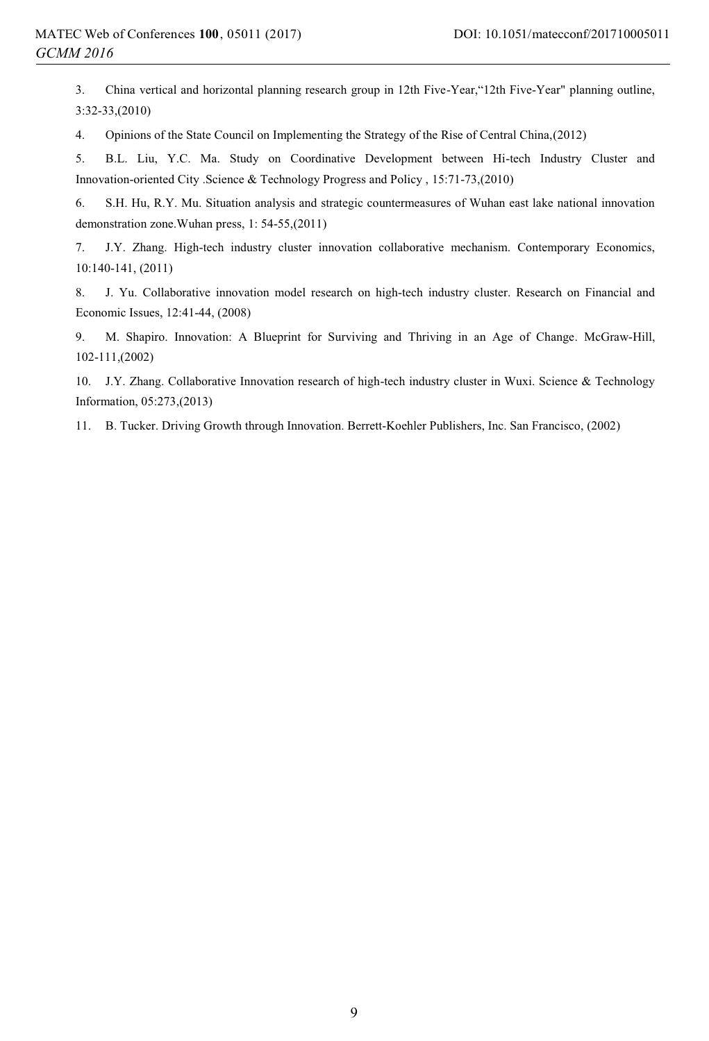3. China vertical and horizontal planning research group in 12th Five-Year,"12th Five-Year" planning outline, 3:32-33,(2010)

4. Opinions of the State Council on Implementing the Strategy of the Rise of Central China,(2012)

5. B.L. Liu, Y.C. Ma. Study on Coordinative Development between Hi-tech Industry Cluster and Innovation-oriented City .Science & Technology Progress and Policy , 15:71-73,(2010)

6. S.H. Hu, R.Y. Mu. Situation analysis and strategic countermeasures of Wuhan east lake national innovation demonstration zone.Wuhan press, 1: 54-55,(2011)

7. J.Y. Zhang. High-tech industry cluster innovation collaborative mechanism. Contemporary Economics, 10:140-141, (2011)

8. J. Yu. Collaborative innovation model research on high-tech industry cluster. Research on Financial and Economic Issues, 12:41-44, (2008)

9. M. Shapiro. Innovation: A Blueprint for Surviving and Thriving in an Age of Change. McGraw-Hill, 102-111,(2002)

10. J.Y. Zhang. Collaborative Innovation research of high-tech industry cluster in Wuxi. Science & Technology Information, 05:273,(2013)

11. B. Tucker. Driving Growth through Innovation. Berrett-Koehler Publishers, Inc. San Francisco, (2002)